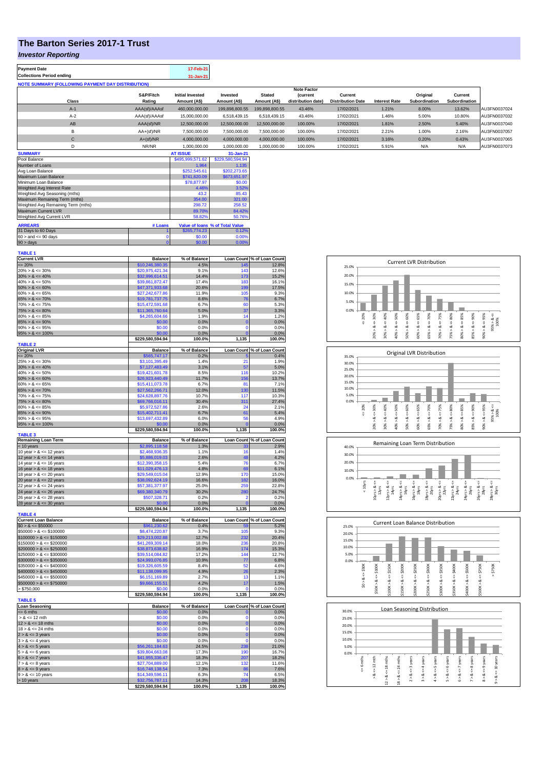# The Barton Series 2017-1 Trust

## *Investor Reporting*

| Payment Date | 17-Feb-21 |
|---|---|
| Collections Period ending | 31-Jan-21 |

**NOTE SUMMARY (FOLLOWING PAYMENT DAY DISTRIBUTION)**

| Class | S&P/Fitch Rating | Initial Invested Amount (A$) | Invested Amount (A$) | Stated Amount (A$) | Note Factor (current distribution date) | Current Distribution Date | Interest Rate | Original Subordination | Current Subordination | |
|---|---|---|---|---|---|---|---|---|---|---|
| A-1 | AAA(sf)/AAAsf | 460,000,000.00 | 199,898,800.55 | 199,898,800.55 | 43.46% | 17/02/2021 | 1.21% | 8.00% | 13.62% | AU3FN0037024 |
| A-2 | AAA(sf)/AAAsf | 15,000,000.00 | 6,518,439.15 | 6,518,439.15 | 43.46% | 17/02/2021 | 1.46% | 5.00% | 10.80% | AU3FN0037032 |
| AB | AAA(sf)/NR | 12,500,000.00 | 12,500,000.00 | 12,500,000.00 | 100.00% | 17/02/2021 | 1.81% | 2.50% | 5.40% | AU3FN0037040 |
| B | AA+(sf)/NR | 7,500,000.00 | 7,500,000.00 | 7,500,000.00 | 100.00% | 17/02/2021 | 2.21% | 1.00% | 2.16% | AU3FN0037057 |
| C | A+(sf)/NR | 4,000,000.00 | 4,000,000.00 | 4,000,000.00 | 100.00% | 17/02/2021 | 3.16% | 0.20% | 0.43% | AU3FN0037065 |
| D | NR/NR | 1,000,000.00 | 1,000,000.00 | 1,000,000.00 | 100.00% | 17/02/2021 | 5.91% | N/A | N/A | AU3FN0037073 |

| SUMMARY | AT ISSUE | 31-Jan-21 |
|---|---|---|
| Pool Balance | $495,999,571.62 | $229,580,594.94 |
| Number of Loans | 1,964 | 1,135 |
| Avg Loan Balance | $252,545.61 | $202,273.65 |
| Maximum Loan Balance | $741,620.09 | $673,651.97 |
| Minimum Loan Balance | $78,877.97 | $0.00 |
| Weighted Avg Interest Rate | 4.46% | 3.52% |
| Weighted Avg Seasoning (mths) | 43.2 | 85.43 |
| Maximum Remaining Term (mths) | 354.00 | 321.00 |
| Weighted Avg Remaining Term (mths) | 298.72 | 258.52 |
| Maximum Current LVR | 89.70% | 84.42% |
| Weighted Avg Current LVR | 58.82% | 50.76% |

| ARREARS | # Loans | Value of loans | % of Total Value |
|---|---|---|---|
| 31 Days to 60 Days | 1 | $265,774.23 | 0.12% |
| 60 > and <= 90 days | 0 | $0.00 | 0.00% |
| 90 > days | 0 | $0.00 | 0.00% |

**TABLE 1**

| Current LVR | Balance | % of Balance | Loan Count | % of Loan Count |
|---|---|---|---|---|
| <= 20% | $10,246,380.35 | 4.5% | 145 | 12.8% |
| 20% > & <= 30% | $20,975,421.34 | 9.1% | 143 | 12.6% |
| 30% > & <= 40% | $32,996,614.51 | 14.4% | 173 | 15.2% |
| 40% > & <= 50% | $39,861,872.47 | 17.4% | 183 | 16.1% |
| 50% > & <= 60% | $47,371,933.68 | 20.6% | 199 | 17.5% |
| 60% > & <= 65% | $27,242,677.86 | 11.9% | 105 | 9.3% |
| 65% > & <= 70% | $19,781,737.75 | 8.6% | 76 | 6.7% |
| 70% > & <= 75% | $15,472,591.68 | 6.7% | 60 | 5.3% |
| 75% > & <= 80% | $11,365,760.64 | 5.0% | 37 | 3.3% |
| 80% > & <= 85% | $4,265,604.66 | 1.9% | 14 | 1.2% |
| 85% > & <= 90% | $0.00 | 0.0% | 0 | 0.0% |
| 90% > & <= 95% | $0.00 | 0.0% | 0 | 0.0% |
| 95% > & <= 100% | $0.00 | 0.0% | 0 | 0.0% |
| | $229,580,594.94 | 100.0% | 1,135 | 100.0% |

**TABLE 2**

| Original LVR | Balance | % of Balance | Loan Count | % of Loan Count |
|---|---|---|---|---|
| <= 20% | $565,747.17 | 0.2% | 5 | 0.4% |
| 25% > & <= 30% | $3,101,395.49 | 1.4% | 21 | 1.9% |
| 30% > & <= 40% | $7,127,483.49 | 3.1% | 57 | 5.0% |
| 40% > & <= 50% | $19,421,601.78 | 8.5% | 116 | 10.2% |
| 50% > & <= 60% | $26,923,440.49 | 11.7% | 156 | 13.7% |
| 60% > & <= 65% | $15,411,073.78 | 6.7% | 81 | 7.1% |
| 65% > & <= 70% | $27,562,266.71 | 12.0% | 130 | 11.5% |
| 70% > & <= 75% | $24,628,897.76 | 10.7% | 117 | 10.3% |
| 75% > & <= 80% | $69,766,016.11 | 30.4% | 311 | 27.4% |
| 80% > & <= 85% | $5,972,527.86 | 2.6% | 24 | 2.1% |
| 85% > & <= 90% | $15,402,711.41 | 6.7% | 61 | 5.4% |
| 90% > & <= 95% | $13,697,432.89 | 6.0% | 56 | 4.9% |
| 95% > & <= 100% | $0.00 | 0.0% | 0 | 0.0% |
| | $229,580,594.94 | 100.0% | 1,135 | 100.0% |

**TABLE 3**

| Remaining Loan Term | Balance | % of Balance | Loan Count | % of Loan Count |
|---|---|---|---|---|
| < 10 years | $2,895,118.58 | 1.3% | 33 | 2.9% |
| 10 year > & <= 12 years | $2,468,936.35 | 1.1% | 16 | 1.4% |
| 12 year > & <= 14 years | $5,886,019.03 | 2.6% | 48 | 4.2% |
| 14 year > & <= 16 years | $12,390,358.15 | 5.4% | 76 | 6.7% |
| 16 year > & <= 18 years | $11,029,476.13 | 4.8% | 69 | 6.1% |
| 18 year > & <= 20 years | $29,549,015.04 | 12.9% | 170 | 15.0% |
| 20 year > & <= 22 years | $38,092,624.19 | 16.6% | 182 | 16.0% |
| 22 year > & <= 24 years | $57,381,377.97 | 25.0% | 259 | 22.8% |
| 24 year > & <= 26 years | $69,380,340.79 | 30.2% | 280 | 24.7% |
| 26 year > & <= 28 years | $507,328.71 | 0.2% | 2 | 0.2% |
| 28 year > & <= 30 years | $0.00 | 0.0% | 0 | 0.0% |
| | $229,580,594.94 | 100.0% | 1,135 | 100.0% |

**TABLE 4**

| Current Loan Balance | Balance | % of Balance | Loan Count | % of Loan Count |
|---|---|---|---|---|
| $0 > & <= $50000 | $961,230.62 | 0.4% | 59 | 5.2% |
| $50000 > & <= $100000 | $8,474,220.87 | 3.7% | 105 | 9.3% |
| $100000 > & <= $150000 | $29,213,002.88 | 12.7% | 232 | 20.4% |
| $150000 > & <= $200000 | $41,269,309.14 | 18.0% | 236 | 20.8% |
| $200000 > & <= $250000 | $38,873,638.82 | 16.9% | 174 | 15.3% |
| $250000 > & <= $300000 | $39,514,084.82 | 17.2% | 144 | 12.7% |
| $300000 > & <= $350000 | $24,993,076.85 | 10.9% | 77 | 6.8% |
| $350000 > & <= $400000 | $19,326,605.59 | 8.4% | 52 | 4.6% |
| $400000 > & <= $450000 | $11,138,099.95 | 4.9% | 26 | 2.3% |
| $450000 > & <= $500000 | $6,151,169.89 | 2.7% | 13 | 1.1% |
| $500000 > & <= $750000 | $9,666,155.51 | 4.2% | 17 | 1.5% |
| > $750,000 | $0.00 | 0.0% | 0 | 0.0% |
| | $229,580,594.94 | 100.0% | 1,135 | 100.0% |

**TABLE 5**

| Loan Seasoning | Balance | % of Balance | Loan Count | % of Loan Count |
|---|---|---|---|---|
| <= 6 mths | $0.00 | 0.0% | 0 | 0.0% |
| > & <= 12 mth | $0.00 | 0.0% | 0 | 0.0% |
| 12 > & <= 18 mths | $0.00 | 0.0% | 0 | 0.0% |
| 18 > & <= 24 mths | $0.00 | 0.0% | 0 | 0.0% |
| 2 > & <= 3 years | $0.00 | 0.0% | 0 | 0.0% |
| 3 > & <= 4 years | $0.00 | 0.0% | 0 | 0.0% |
| 4 > & <= 5 years | $56,261,184.63 | 24.5% | 238 | 21.0% |
| 5 > & <= 6 years | $39,804,663.08 | 17.3% | 190 | 16.7% |
| 6 > & <= 7 years | $41,955,336.47 | 18.3% | 207 | 18.2% |
| 7 > & <= 8 years | $27,704,889.00 | 12.1% | 132 | 11.6% |
| 8 > & <= 9 years | $16,748,138.54 | 7.3% | 86 | 7.6% |
| 9 > & <= 10 years | $14,349,596.11 | 6.3% | 74 | 6.5% |
| > 10 years | $32,756,787.11 | 14.3% | 208 | 18.3% |
| | $229,580,594.94 | 100.0% | 1,135 | 100.0% |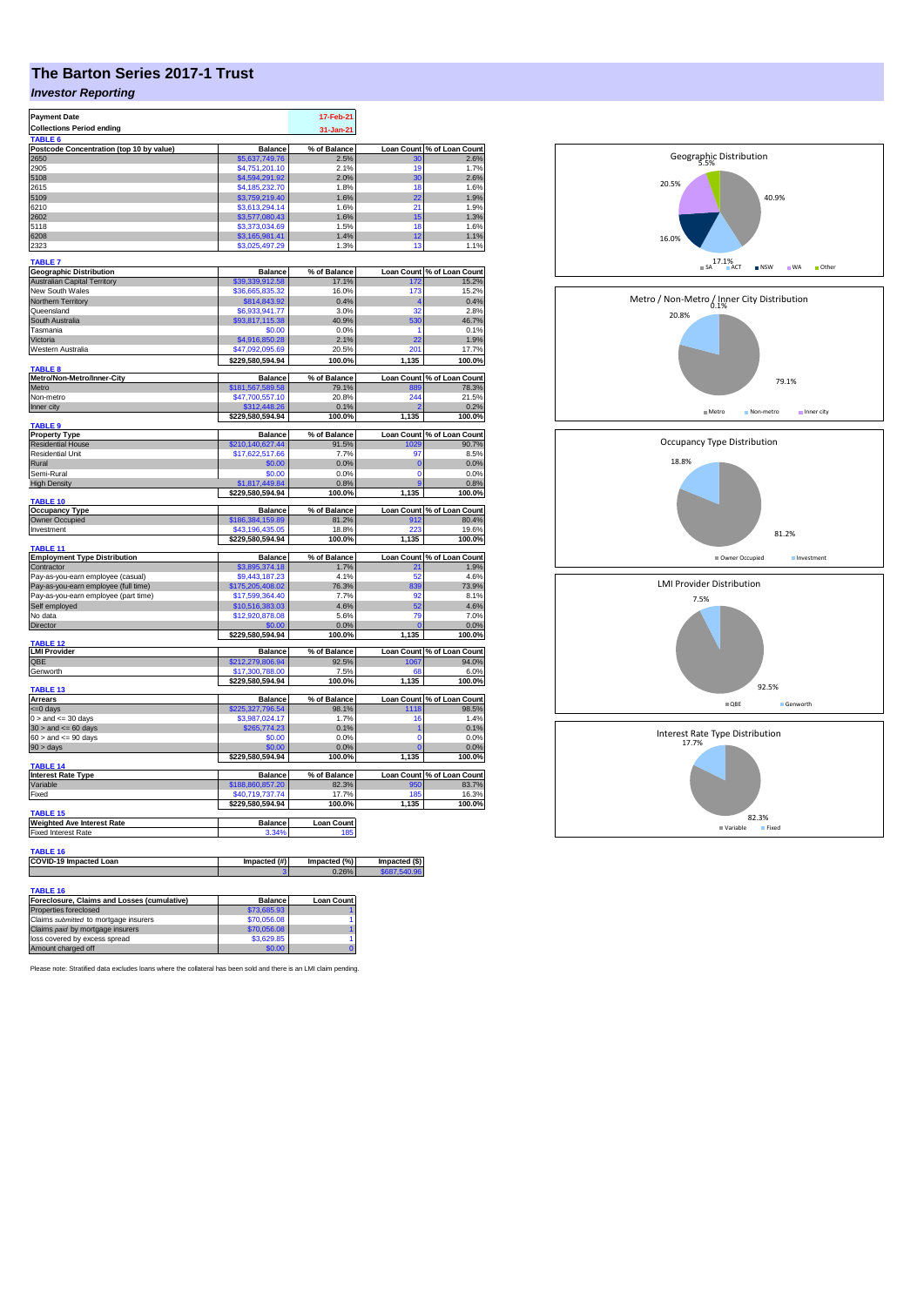# The Barton Series 2017-1 Trust

***Investor Reporting***

| Payment Date | 17-Feb-21 |
|---|---|
| Collections Period ending | 31-Jan-21 |

**TABLE 6**

| Postcode Concentration (top 10 by value) | Balance | % of Balance | Loan Count | % of Loan Count |
|---|---|---|---|---|
| 2650 | $5,637,749.76 | 2.5% | 30 | 2.6% |
| 2905 | $4,751,201.10 | 2.1% | 19 | 1.7% |
| 5108 | $4,594,291.92 | 2.0% | 30 | 2.6% |
| 2615 | $4,185,232.70 | 1.8% | 18 | 1.6% |
| 5109 | $3,759,219.40 | 1.6% | 22 | 1.9% |
| 6210 | $3,613,294.14 | 1.6% | 21 | 1.9% |
| 2602 | $3,577,080.43 | 1.6% | 15 | 1.3% |
| 5118 | $3,373,034.69 | 1.5% | 18 | 1.6% |
| 6208 | $3,165,981.41 | 1.4% | 12 | 1.1% |
| 2323 | $3,025,497.29 | 1.3% | 13 | 1.1% |

**TABLE 7**

| Geographic Distribution | Balance | % of Balance | Loan Count | % of Loan Count |
|---|---|---|---|---|
| Australian Capital Territory | $39,339,912.58 | 17.1% | 172 | 15.2% |
| New South Wales | $36,665,835.32 | 16.0% | 173 | 15.2% |
| Northern Territory | $814,843.92 | 0.4% | 4 | 0.4% |
| Queensland | $6,933,941.77 | 3.0% | 32 | 2.8% |
| South Australia | $93,817,115.38 | 40.9% | 530 | 46.7% |
| Tasmania | $0.00 | 0.0% | 1 | 0.1% |
| Victoria | $4,916,650.28 | 2.1% | 22 | 1.9% |
| Western Australia | $47,092,095.69 | 20.5% | 201 | 17.7% |
| | $229,580,594.94 | 100.0% | 1,135 | 100.0% |

**TABLE 8**

| Metro/Non-Metro/Inner-City | Balance | % of Balance | Loan Count | % of Loan Count |
|---|---|---|---|---|
| Metro | $181,567,589.58 | 79.1% | 889 | 78.3% |
| Non-metro | $47,700,557.10 | 20.8% | 244 | 21.5% |
| Inner city | $312,448.26 | 0.1% | 2 | 0.2% |
| | $229,580,594.94 | 100.0% | 1,135 | 100.0% |

**TABLE 9**

| Property Type | Balance | % of Balance | Loan Count | % of Loan Count |
|---|---|---|---|---|
| Residential House | $210,140,627.44 | 91.5% | 1029 | 90.7% |
| Residential Unit | $17,622,517.66 | 7.7% | 97 | 8.5% |
| Rural | $0.00 | 0.0% | 0 | 0.0% |
| Semi-Rural | $0.00 | 0.0% | 0 | 0.0% |
| High Density | $1,817,449.84 | 0.8% | 9 | 0.8% |
| | $229,580,594.94 | 100.0% | 1,135 | 100.0% |

**TABLE 10**

| Occupancy Type | Balance | % of Balance | Loan Count | % of Loan Count |
|---|---|---|---|---|
| Owner Occupied | $186,384,159.89 | 81.2% | 912 | 80.4% |
| Investment | $43,196,435.05 | 18.8% | 223 | 19.6% |
| | $229,580,594.94 | 100.0% | 1,135 | 100.0% |

**TABLE 11**

| Employment Type Distribution | Balance | % of Balance | Loan Count | % of Loan Count |
|---|---|---|---|---|
| Contractor | $3,895,374.18 | 1.7% | 21 | 1.9% |
| Pay-as-you-earn employee (casual) | $9,443,187.23 | 4.1% | 52 | 4.6% |
| Pay-as-you-earn employee (full time) | $175,205,408.02 | 76.3% | 839 | 73.9% |
| Pay-as-you-earn employee (part time) | $17,599,364.40 | 7.7% | 92 | 8.1% |
| Self employed | $10,516,383.03 | 4.6% | 52 | 4.6% |
| No data | $12,920,878.08 | 5.6% | 79 | 7.0% |
| Director | $0.00 | 0.0% | 0 | 0.0% |
| | $229,580,594.94 | 100.0% | 1,135 | 100.0% |

**TABLE 12**

| LMI Provider | Balance | % of Balance | Loan Count | % of Loan Count |
|---|---|---|---|---|
| QBE | $212,279,806.94 | 92.5% | 1067 | 94.0% |
| Genworth | $17,300,788.00 | 7.5% | 68 | 6.0% |
| | $229,580,594.94 | 100.0% | 1,135 | 100.0% |

**TABLE 13**

| Arrears | Balance | % of Balance | Loan Count | % of Loan Count |
|---|---|---|---|---|
| <=0 days | $225,327,796.54 | 98.1% | 1118 | 98.5% |
| 0 > and <= 30 days | $3,987,024.17 | 1.7% | 16 | 1.4% |
| 30 > and <= 60 days | $265,774.23 | 0.1% | 1 | 0.1% |
| 60 > and <= 90 days | $0.00 | 0.0% | 0 | 0.0% |
| 90 > days | $0.00 | 0.0% | 0 | 0.0% |
| | $229,580,594.94 | 100.0% | 1,135 | 100.0% |

**TABLE 14**

| Interest Rate Type | Balance | % of Balance | Loan Count | % of Loan Count |
|---|---|---|---|---|
| Variable | $188,860,857.20 | 82.3% | 950 | 83.7% |
| Fixed | $40,719,737.74 | 17.7% | 185 | 16.3% |
| | $229,580,594.94 | 100.0% | 1,135 | 100.0% |

**TABLE 15**

| Weighted Ave Interest Rate | Balance | Loan Count |
|---|---|---|
| Fixed Interest Rate | 3.34% | 185 |

**TABLE 16**

| COVID-19 Impacted Loan | Impacted (#) | Impacted (%) | Impacted ($) |
|---|---|---|---|
| | 3 | 0.26% | $687,540.96 |

**TABLE 16**

| Foreclosure, Claims and Losses (cumulative) | Balance | Loan Count |
|---|---|---|
| Properties foreclosed | $73,685.93 | 1 |
| Claims *submitted* to mortgage insurers | $70,056.08 | 1 |
| Claims *paid* by mortgage insurers | $70,056.08 | 1 |
| loss covered by excess spread | $3,629.85 | 1 |
| Amount charged off | $0.00 | 0 |

Please note: Stratified data excludes loans where the collateral has been sold and there is an LMI claim pending.

Geographic Distribution: SA 40.9%, WA 20.5%, ACT 17.1%, NSW 16.0%, Other 5.5%

Metro / Non-Metro / Inner City Distribution: Metro 79.1%, Non-metro 20.8%, Inner city 0.1%

Occupancy Type Distribution: Owner Occupied 81.2%, Investment 18.8%

LMI Provider Distribution: QBE 92.5%, Genworth 7.5%

Interest Rate Type Distribution: Variable 82.3%, Fixed 17.7%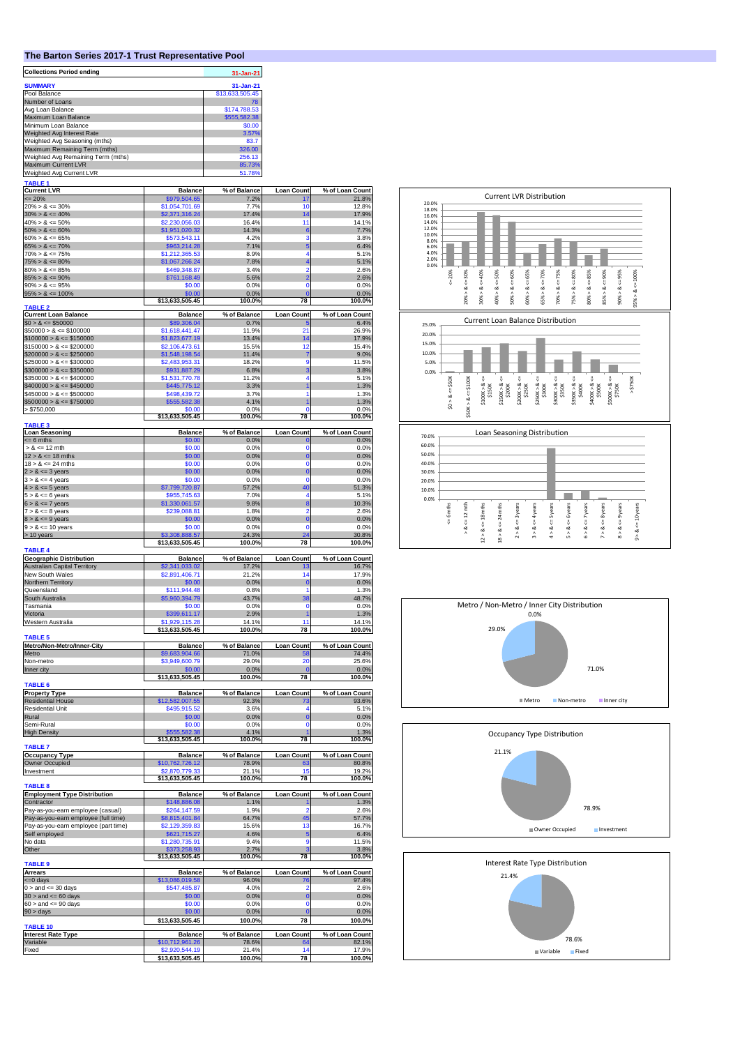# The Barton Series 2017-1 Trust Representative Pool

| | |
|---|---|
| Collections Period ending | 31-Jan-21 |

| SUMMARY | 31-Jan-21 |
|---|---|
| Pool Balance | $13,633,505.45 |
| Number of Loans | 78 |
| Avg Loan Balance | $174,788.53 |
| Maximum Loan Balance | $555,582.38 |
| Minimum Loan Balance | $0.00 |
| Weighted Avg Interest Rate | 3.57% |
| Weighted Avg Seasoning (mths) | 83.7 |
| Maximum Remaining Term (mths) | 326.00 |
| Weighted Avg Remaining Term (mths) | 256.13 |
| Maximum Current LVR | 85.73% |
| Weighted Avg Current LVR | 51.78% |

TABLE 1

| Current LVR | Balance | % of Balance | Loan Count | % of Loan Count |
|---|---|---|---|---|
| <= 20% | $979,504.65 | 7.2% | 17 | 21.8% |
| 20% > & <= 30% | $1,054,701.69 | 7.7% | 10 | 12.8% |
| 30% > & <= 40% | $2,371,316.24 | 17.4% | 14 | 17.9% |
| 40% > & <= 50% | $2,230,056.03 | 16.4% | 11 | 14.1% |
| 50% > & <= 60% | $1,951,020.32 | 14.3% | 6 | 7.7% |
| 60% > & <= 65% | $573,543.11 | 4.2% | 3 | 3.8% |
| 65% > & <= 70% | $963,214.28 | 7.1% | 5 | 6.4% |
| 70% > & <= 75% | $1,212,365.53 | 8.9% | 4 | 5.1% |
| 75% > & <= 80% | $1,067,266.24 | 7.8% | 4 | 5.1% |
| 80% > & <= 85% | $469,348.87 | 3.4% | 2 | 2.6% |
| 85% > & <= 90% | $761,168.49 | 5.6% | 2 | 2.6% |
| 90% > & <= 95% | $0.00 | 0.0% | 0 | 0.0% |
| 95% > & <= 100% | $0.00 | 0.0% | 0 | 0.0% |
| | $13,633,505.45 | 100.0% | 78 | 100.0% |

TABLE 2

| Current Loan Balance | Balance | % of Balance | Loan Count | % of Loan Count |
|---|---|---|---|---|
| $0 > & <= $50000 | $89,306.04 | 0.7% | 5 | 6.4% |
| $50000 > & <= $100000 | $1,618,441.47 | 11.9% | 21 | 26.9% |
| $100000 > & <= $150000 | $1,823,677.19 | 13.4% | 14 | 17.9% |
| $150000 > & <= $200000 | $2,106,473.61 | 15.5% | 12 | 15.4% |
| $200000 > & <= $250000 | $1,548,198.54 | 11.4% | 7 | 9.0% |
| $250000 > & <= $300000 | $2,483,953.31 | 18.2% | 9 | 11.5% |
| $300000 > & <= $350000 | $931,887.29 | 6.8% | 3 | 3.8% |
| $350000 > & <= $400000 | $1,531,770.78 | 11.2% | 4 | 5.1% |
| $400000 > & <= $450000 | $445,775.12 | 3.3% | 1 | 1.3% |
| $450000 > & <= $500000 | $498,439.72 | 3.7% | 1 | 1.3% |
| $500000 > & <= $750000 | $555,582.38 | 4.1% | 1 | 1.3% |
| > $750,000 | $0.00 | 0.0% | 0 | 0.0% |
| | $13,633,505.45 | 100.0% | 78 | 100.0% |

TABLE 3

| Loan Seasoning | Balance | % of Balance | Loan Count | % of Loan Count |
|---|---|---|---|---|
| <= 6 mths | $0.00 | 0.0% | 0 | 0.0% |
| > & <= 12 mth | $0.00 | 0.0% | 0 | 0.0% |
| 12 > & <= 18 mths | $0.00 | 0.0% | 0 | 0.0% |
| 18 > & <= 24 mths | $0.00 | 0.0% | 0 | 0.0% |
| 2 > & <= 3 years | $0.00 | 0.0% | 0 | 0.0% |
| 3 > & <= 4 years | $0.00 | 0.0% | 0 | 0.0% |
| 4 > & <= 5 years | $7,799,720.87 | 57.2% | 40 | 51.3% |
| 5 > & <= 6 years | $955,745.63 | 7.0% | 4 | 5.1% |
| 6 > & <= 7 years | $1,330,061.57 | 9.8% | 8 | 10.3% |
| 7 > & <= 8 years | $239,088.81 | 1.8% | 2 | 2.6% |
| 8 > & <= 9 years | $0.00 | 0.0% | 0 | 0.0% |
| 9 > & <= 10 years | $0.00 | 0.0% | 0 | 0.0% |
| > 10 years | $3,308,888.57 | 24.3% | 24 | 30.8% |
| | $13,633,505.45 | 100.0% | 78 | 100.0% |

TABLE 4

| Geographic Distribution | Balance | % of Balance | Loan Count | % of Loan Count |
|---|---|---|---|---|
| Australian Capital Territory | $2,341,033.02 | 17.2% | 13 | 16.7% |
| New South Wales | $2,891,406.71 | 21.2% | 14 | 17.9% |
| Northern Territory | $0.00 | 0.0% | 0 | 0.0% |
| Queensland | $111,944.48 | 0.8% | 1 | 1.3% |
| South Australia | $5,960,394.79 | 43.7% | 38 | 48.7% |
| Tasmania | $0.00 | 0.0% | 0 | 0.0% |
| Victoria | $399,611.17 | 2.9% | 1 | 1.3% |
| Western Australia | $1,929,115.28 | 14.1% | 11 | 14.1% |
| | $13,633,505.45 | 100.0% | 78 | 100.0% |

TABLE 5

| Metro/Non-Metro/Inner-City | Balance | % of Balance | Loan Count | % of Loan Count |
|---|---|---|---|---|
| Metro | $9,683,904.66 | 71.0% | 58 | 74.4% |
| Non-metro | $3,949,600.79 | 29.0% | 20 | 25.6% |
| Inner city | $0.00 | 0.0% | 0 | 0.0% |
| | $13,633,505.45 | 100.0% | 78 | 100.0% |

TABLE 6

| Property Type | Balance | % of Balance | Loan Count | % of Loan Count |
|---|---|---|---|---|
| Residential House | $12,582,007.55 | 92.3% | 73 | 93.6% |
| Residential Unit | $495,915.52 | 3.6% | 4 | 5.1% |
| Rural | $0.00 | 0.0% | 0 | 0.0% |
| Semi-Rural | $0.00 | 0.0% | 0 | 0.0% |
| High Density | $555,582.38 | 4.1% | 1 | 1.3% |
| | $13,633,505.45 | 100.0% | 78 | 100.0% |

TABLE 7

| Occupancy Type | Balance | % of Balance | Loan Count | % of Loan Count |
|---|---|---|---|---|
| Owner Occupied | $10,762,726.12 | 78.9% | 63 | 80.8% |
| Investment | $2,870,779.33 | 21.1% | 15 | 19.2% |
| | $13,633,505.45 | 100.0% | 78 | 100.0% |

TABLE 8

| Employment Type Distribution | Balance | % of Balance | Loan Count | % of Loan Count |
|---|---|---|---|---|
| Contractor | $148,886.08 | 1.1% | 1 | 1.3% |
| Pay-as-you-earn employee (casual) | $264,147.59 | 1.9% | 2 | 2.6% |
| Pay-as-you-earn employee (full time) | $8,815,401.84 | 64.7% | 45 | 57.7% |
| Pay-as-you-earn employee (part time) | $2,129,359.83 | 15.6% | 13 | 16.7% |
| Self employed | $621,715.27 | 4.6% | 5 | 6.4% |
| No data | $1,280,735.91 | 9.4% | 9 | 11.5% |
| Other | $373,258.93 | 2.7% | 3 | 3.8% |
| | $13,633,505.45 | 100.0% | 78 | 100.0% |

TABLE 9

| Arrears | Balance | % of Balance | Loan Count | % of Loan Count |
|---|---|---|---|---|
| <=0 days | $13,086,019.58 | 96.0% | 76 | 97.4% |
| 0 > and <= 30 days | $547,485.87 | 4.0% | 2 | 2.6% |
| 30 > and <= 60 days | $0.00 | 0.0% | 0 | 0.0% |
| 60 > and <= 90 days | $0.00 | 0.0% | 0 | 0.0% |
| 90 > days | $0.00 | 0.0% | 0 | 0.0% |
| | $13,633,505.45 | 100.0% | 78 | 100.0% |

TABLE 10

| Interest Rate Type | Balance | % of Balance | Loan Count | % of Loan Count |
|---|---|---|---|---|
| Variable | $10,712,961.26 | 78.6% | 64 | 82.1% |
| Fixed | $2,920,544.19 | 21.4% | 14 | 17.9% |
| | $13,633,505.45 | 100.0% | 78 | 100.0% |

Current LVR Distribution

Current Loan Balance Distribution

Loan Seasoning Distribution

Metro / Non-Metro / Inner City Distribution

0.0%
29.0%
71.0%
Metro Non-metro Inner city

Occupancy Type Distribution

21.1%
78.9%
Owner Occupied Investment

Interest Rate Type Distribution

21.4%
78.6%
Variable Fixed